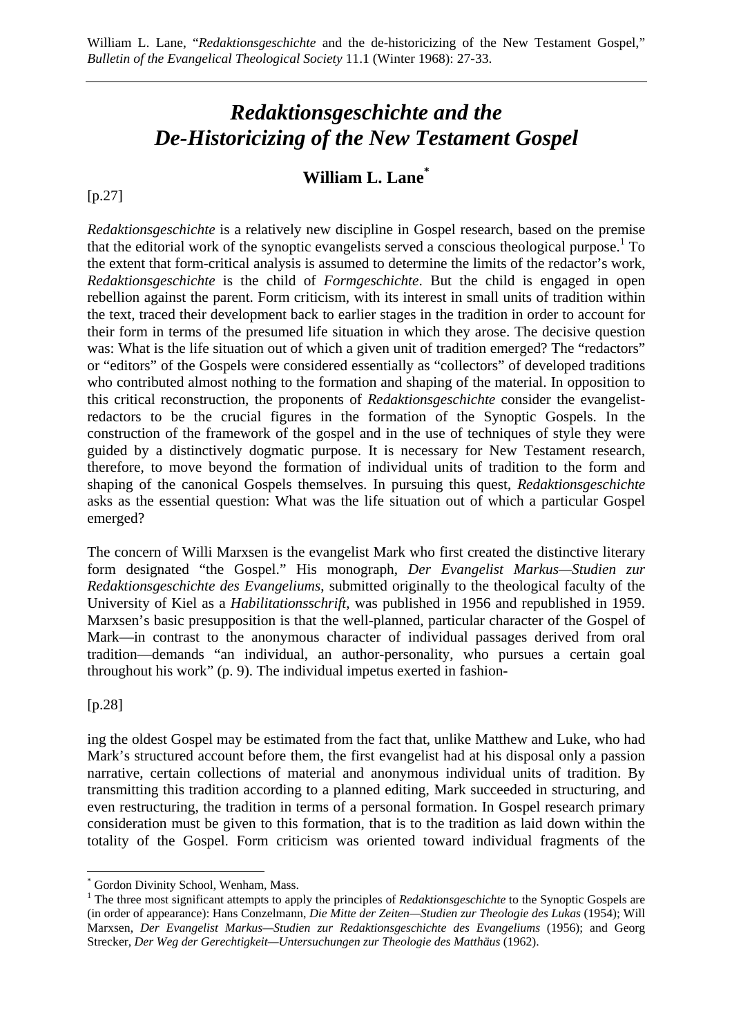# *Redaktionsgeschichte and the De-Historicizing of the New Testament Gospel*

## William L. Lane[*]

[p.27]

*Redaktionsgeschichte* is a relatively new discipline in Gospel research, based on the premise that the editorial work of the synoptic evangelists served a conscious theological purpose.[1] To the extent that form-critical analysis is assumed to determine the limits of the redactor's work, *Redaktionsgeschichte* is the child of *Formgeschichte*. But the child is engaged in open rebellion against the parent. Form criticism, with its interest in small units of tradition within the text, traced their development back to earlier stages in the tradition in order to account for their form in terms of the presumed life situation in which they arose. The decisive question was: What is the life situation out of which a given unit of tradition emerged? The "redactors" or "editors" of the Gospels were considered essentially as "collectors" of developed traditions who contributed almost nothing to the formation and shaping of the material. In opposition to this critical reconstruction, the proponents of *Redaktionsgeschichte* consider the evangelist-redactors to be the crucial figures in the formation of the Synoptic Gospels. In the construction of the framework of the gospel and in the use of techniques of style they were guided by a distinctively dogmatic purpose. It is necessary for New Testament research, therefore, to move beyond the formation of individual units of tradition to the form and shaping of the canonical Gospels themselves. In pursuing this quest, *Redaktionsgeschichte* asks as the essential question: What was the life situation out of which a particular Gospel emerged?

The concern of Willi Marxsen is the evangelist Mark who first created the distinctive literary form designated "the Gospel." His monograph, *Der Evangelist Markus—Studien zur Redaktionsgeschichte des Evangeliums*, submitted originally to the theological faculty of the University of Kiel as a *Habilitationsschrift*, was published in 1956 and republished in 1959. Marxsen's basic presupposition is that the well-planned, particular character of the Gospel of Mark—in contrast to the anonymous character of individual passages derived from oral tradition—demands "an individual, an author-personality, who pursues a certain goal throughout his work" (p. 9). The individual impetus exerted in fashion-

[p.28]

ing the oldest Gospel may be estimated from the fact that, unlike Matthew and Luke, who had Mark's structured account before them, the first evangelist had at his disposal only a passion narrative, certain collections of material and anonymous individual units of tradition. By transmitting this tradition according to a planned editing, Mark succeeded in structuring, and even restructuring, the tradition in terms of a personal formation. In Gospel research primary consideration must be given to this formation, that is to the tradition as laid down within the totality of the Gospel. Form criticism was oriented toward individual fragments of the

---

[*] Gordon Divinity School, Wenham, Mass.

[1] The three most significant attempts to apply the principles of *Redaktionsgeschichte* to the Synoptic Gospels are (in order of appearance): Hans Conzelmann, *Die Mitte der Zeiten—Studien zur Theologie des Lukas* (1954); Will Marxsen, *Der Evangelist Markus—Studien zur Redaktionsgeschichte des Evangeliums* (1956); and Georg Strecker, *Der Weg der Gerechtigkeit—Untersuchungen zur Theologie des Matthäus* (1962).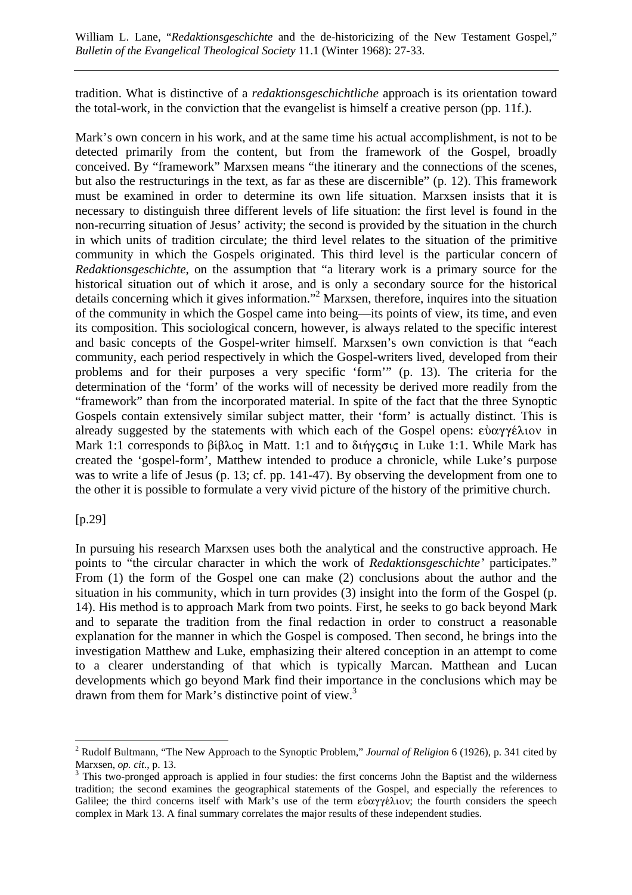tradition. What is distinctive of a *redaktionsgeschichtliche* approach is its orientation toward the total-work, in the conviction that the evangelist is himself a creative person (pp. 11f.).

Mark's own concern in his work, and at the same time his actual accomplishment, is not to be detected primarily from the content, but from the framework of the Gospel, broadly conceived. By "framework" Marxsen means "the itinerary and the connections of the scenes, but also the restructurings in the text, as far as these are discernible" (p. 12). This framework must be examined in order to determine its own life situation. Marxsen insists that it is necessary to distinguish three different levels of life situation: the first level is found in the non-recurring situation of Jesus' activity; the second is provided by the situation in the church in which units of tradition circulate; the third level relates to the situation of the primitive community in which the Gospels originated. This third level is the particular concern of *Redaktionsgeschichte*, on the assumption that "a literary work is a primary source for the historical situation out of which it arose, and is only a secondary source for the historical details concerning which it gives information."[2] Marxsen, therefore, inquires into the situation of the community in which the Gospel came into being—its points of view, its time, and even its composition. This sociological concern, however, is always related to the specific interest and basic concepts of the Gospel-writer himself. Marxsen's own conviction is that "each community, each period respectively in which the Gospel-writers lived, developed from their problems and for their purposes a very specific 'form'" (p. 13). The criteria for the determination of the 'form' of the works will of necessity be derived more readily from the "framework" than from the incorporated material. In spite of the fact that the three Synoptic Gospels contain extensively similar subject matter, their 'form' is actually distinct. This is already suggested by the statements with which each of the Gospel opens: εὐαγγέλιον in Mark 1:1 corresponds to βίβλος in Matt. 1:1 and to διήγσις in Luke 1:1. While Mark has created the 'gospel-form', Matthew intended to produce a chronicle, while Luke's purpose was to write a life of Jesus (p. 13; cf. pp. 141-47). By observing the development from one to the other it is possible to formulate a very vivid picture of the history of the primitive church.

[p.29]

In pursuing his research Marxsen uses both the analytical and the constructive approach. He points to "the circular character in which the work of *Redaktionsgeschichte'* participates." From (1) the form of the Gospel one can make (2) conclusions about the author and the situation in his community, which in turn provides (3) insight into the form of the Gospel (p. 14). His method is to approach Mark from two points. First, he seeks to go back beyond Mark and to separate the tradition from the final redaction in order to construct a reasonable explanation for the manner in which the Gospel is composed. Then second, he brings into the investigation Matthew and Luke, emphasizing their altered conception in an attempt to come to a clearer understanding of that which is typically Marcan. Matthean and Lucan developments which go beyond Mark find their importance in the conclusions which may be drawn from them for Mark's distinctive point of view.[3]

---

[2] Rudolf Bultmann, "The New Approach to the Synoptic Problem," *Journal of Religion* 6 (1926), p. 341 cited by Marxsen, *op. cit*., p. 13.

[3] This two-pronged approach is applied in four studies: the first concerns John the Baptist and the wilderness tradition; the second examines the geographical statements of the Gospel, and especially the references to Galilee; the third concerns itself with Mark's use of the term εὐαγγέλιον; the fourth considers the speech complex in Mark 13. A final summary correlates the major results of these independent studies.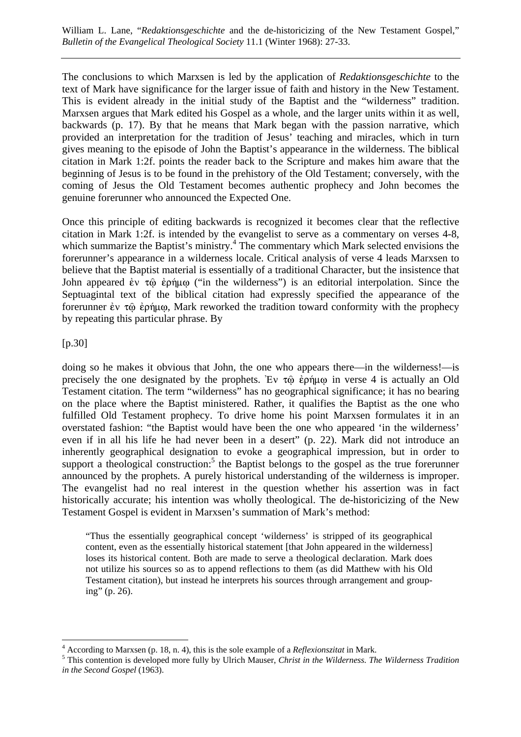The conclusions to which Marxsen is led by the application of *Redaktionsgeschichte* to the text of Mark have significance for the larger issue of faith and history in the New Testament. This is evident already in the initial study of the Baptist and the "wilderness" tradition. Marxsen argues that Mark edited his Gospel as a whole, and the larger units within it as well, backwards (p. 17). By that he means that Mark began with the passion narrative, which provided an interpretation for the tradition of Jesus' teaching and miracles, which in turn gives meaning to the episode of John the Baptist's appearance in the wilderness. The biblical citation in Mark 1:2f. points the reader back to the Scripture and makes him aware that the beginning of Jesus is to be found in the prehistory of the Old Testament; conversely, with the coming of Jesus the Old Testament becomes authentic prophecy and John becomes the genuine forerunner who announced the Expected One.

Once this principle of editing backwards is recognized it becomes clear that the reflective citation in Mark 1:2f. is intended by the evangelist to serve as a commentary on verses 4-8, which summarize the Baptist's ministry.[4] The commentary which Mark selected envisions the forerunner's appearance in a wilderness locale. Critical analysis of verse 4 leads Marxsen to believe that the Baptist material is essentially of a traditional Character, but the insistence that John appeared ἐν τῷ ἐρήμῳ ("in the wilderness") is an editorial interpolation. Since the Septuagintal text of the biblical citation had expressly specified the appearance of the forerunner ἐν τῷ ἐρήμῳ, Mark reworked the tradition toward conformity with the prophecy by repeating this particular phrase. By

[p.30]

doing so he makes it obvious that John, the one who appears there—in the wilderness!—is precisely the one designated by the prophets. Ἐν τῷ ἐρήμῳ in verse 4 is actually an Old Testament citation. The term "wilderness" has no geographical significance; it has no bearing on the place where the Baptist ministered. Rather, it qualifies the Baptist as the one who fulfilled Old Testament prophecy. To drive home his point Marxsen formulates it in an overstated fashion: "the Baptist would have been the one who appeared 'in the wilderness' even if in all his life he had never been in a desert" (p. 22). Mark did not introduce an inherently geographical designation to evoke a geographical impression, but in order to support a theological construction:[5] the Baptist belongs to the gospel as the true forerunner announced by the prophets. A purely historical understanding of the wilderness is improper. The evangelist had no real interest in the question whether his assertion was in fact historically accurate; his intention was wholly theological. The de-historicizing of the New Testament Gospel is evident in Marxsen's summation of Mark's method:

> "Thus the essentially geographical concept 'wilderness' is stripped of its geographical content, even as the essentially historical statement [that John appeared in the wilderness] loses its historical content. Both are made to serve a theological declaration. Mark does not utilize his sources so as to append reflections to them (as did Matthew with his Old Testament citation), but instead he interprets his sources through arrangement and grouping" (p. 26).

---

[4] According to Marxsen (p. 18, n. 4), this is the sole example of a *Reflexionszitat* in Mark.

[5] This contention is developed more fully by Ulrich Mauser, *Christ in the Wilderness. The Wilderness Tradition in the Second Gospel* (1963).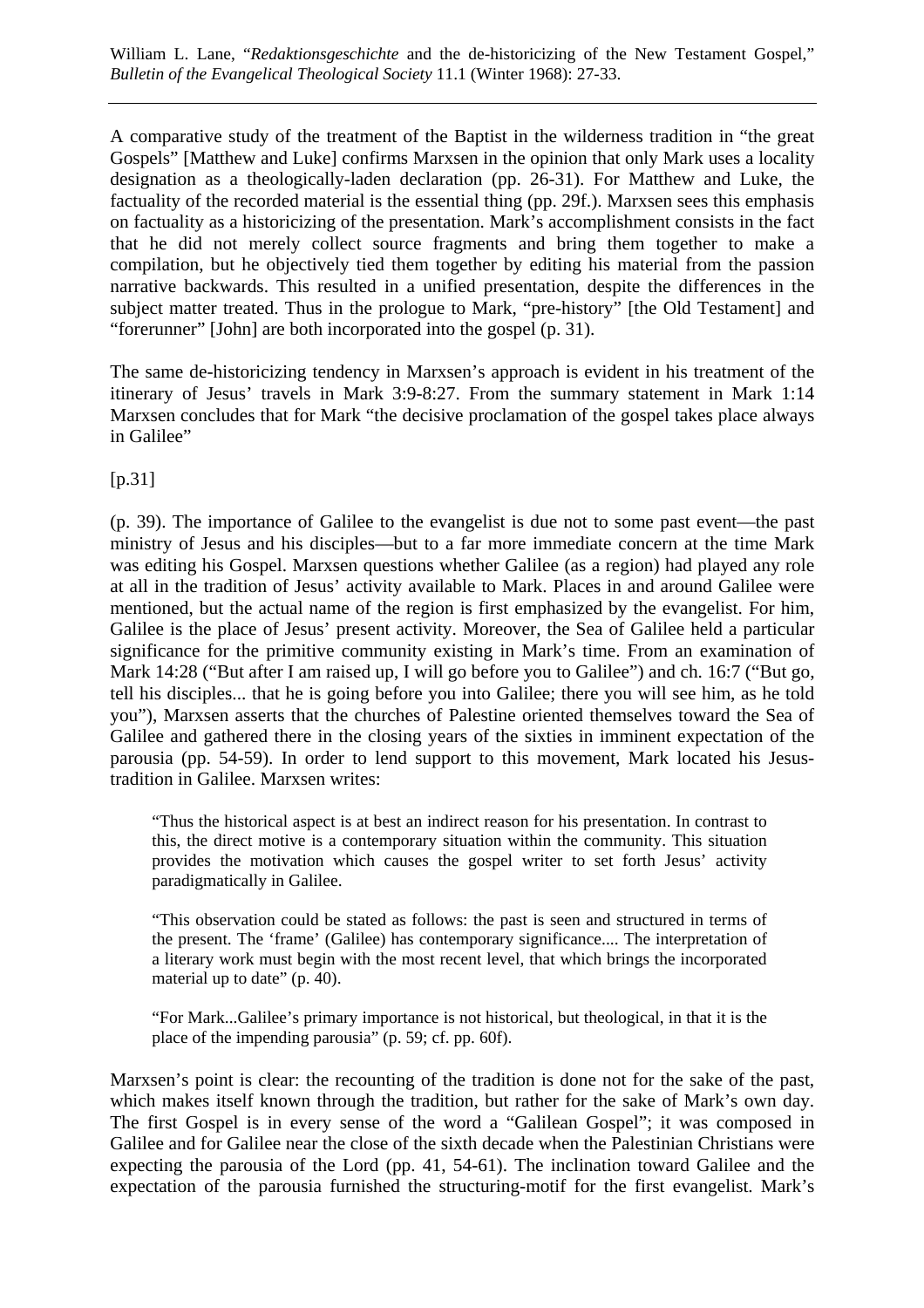A comparative study of the treatment of the Baptist in the wilderness tradition in "the great Gospels" [Matthew and Luke] confirms Marxsen in the opinion that only Mark uses a locality designation as a theologically-laden declaration (pp. 26-31). For Matthew and Luke, the factuality of the recorded material is the essential thing (pp. 29f.). Marxsen sees this emphasis on factuality as a historicizing of the presentation. Mark's accomplishment consists in the fact that he did not merely collect source fragments and bring them together to make a compilation, but he objectively tied them together by editing his material from the passion narrative backwards. This resulted in a unified presentation, despite the differences in the subject matter treated. Thus in the prologue to Mark, "pre-history" [the Old Testament] and "forerunner" [John] are both incorporated into the gospel (p. 31).

The same de-historicizing tendency in Marxsen's approach is evident in his treatment of the itinerary of Jesus' travels in Mark 3:9-8:27. From the summary statement in Mark 1:14 Marxsen concludes that for Mark "the decisive proclamation of the gospel takes place always in Galilee"

[p.31]

(p. 39). The importance of Galilee to the evangelist is due not to some past event—the past ministry of Jesus and his disciples—but to a far more immediate concern at the time Mark was editing his Gospel. Marxsen questions whether Galilee (as a region) had played any role at all in the tradition of Jesus' activity available to Mark. Places in and around Galilee were mentioned, but the actual name of the region is first emphasized by the evangelist. For him, Galilee is the place of Jesus' present activity. Moreover, the Sea of Galilee held a particular significance for the primitive community existing in Mark's time. From an examination of Mark 14:28 ("But after I am raised up, I will go before you to Galilee") and ch. 16:7 ("But go, tell his disciples... that he is going before you into Galilee; there you will see him, as he told you"), Marxsen asserts that the churches of Palestine oriented themselves toward the Sea of Galilee and gathered there in the closing years of the sixties in imminent expectation of the parousia (pp. 54-59). In order to lend support to this movement, Mark located his Jesus-tradition in Galilee. Marxsen writes:

> "Thus the historical aspect is at best an indirect reason for his presentation. In contrast to this, the direct motive is a contemporary situation within the community. This situation provides the motivation which causes the gospel writer to set forth Jesus' activity paradigmatically in Galilee.
>
> "This observation could be stated as follows: the past is seen and structured in terms of the present. The 'frame' (Galilee) has contemporary significance.... The interpretation of a literary work must begin with the most recent level, that which brings the incorporated material up to date" (p. 40).
>
> "For Mark...Galilee's primary importance is not historical, but theological, in that it is the place of the impending parousia" (p. 59; cf. pp. 60f).

Marxsen's point is clear: the recounting of the tradition is done not for the sake of the past, which makes itself known through the tradition, but rather for the sake of Mark's own day. The first Gospel is in every sense of the word a "Galilean Gospel"; it was composed in Galilee and for Galilee near the close of the sixth decade when the Palestinian Christians were expecting the parousia of the Lord (pp. 41, 54-61). The inclination toward Galilee and the expectation of the parousia furnished the structuring-motif for the first evangelist. Mark's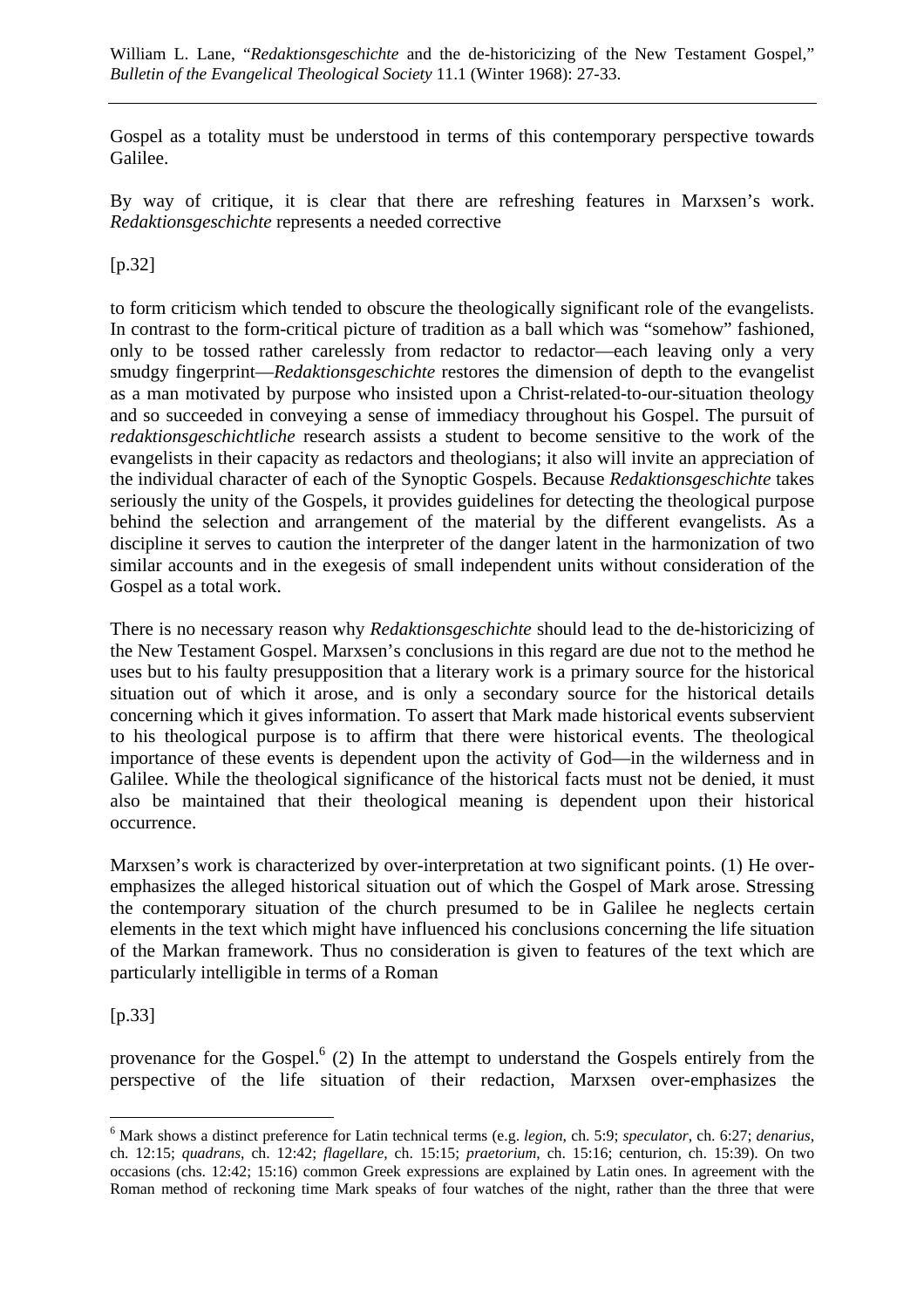Gospel as a totality must be understood in terms of this contemporary perspective towards Galilee.

By way of critique, it is clear that there are refreshing features in Marxsen's work. *Redaktionsgeschichte* represents a needed corrective

[p.32]

to form criticism which tended to obscure the theologically significant role of the evangelists. In contrast to the form-critical picture of tradition as a ball which was "somehow" fashioned, only to be tossed rather carelessly from redactor to redactor—each leaving only a very smudgy fingerprint—*Redaktionsgeschichte* restores the dimension of depth to the evangelist as a man motivated by purpose who insisted upon a Christ-related-to-our-situation theology and so succeeded in conveying a sense of immediacy throughout his Gospel. The pursuit of *redaktionsgeschichtliche* research assists a student to become sensitive to the work of the evangelists in their capacity as redactors and theologians; it also will invite an appreciation of the individual character of each of the Synoptic Gospels. Because *Redaktionsgeschichte* takes seriously the unity of the Gospels, it provides guidelines for detecting the theological purpose behind the selection and arrangement of the material by the different evangelists. As a discipline it serves to caution the interpreter of the danger latent in the harmonization of two similar accounts and in the exegesis of small independent units without consideration of the Gospel as a total work.

There is no necessary reason why *Redaktionsgeschichte* should lead to the de-historicizing of the New Testament Gospel. Marxsen's conclusions in this regard are due not to the method he uses but to his faulty presupposition that a literary work is a primary source for the historical situation out of which it arose, and is only a secondary source for the historical details concerning which it gives information. To assert that Mark made historical events subservient to his theological purpose is to affirm that there were historical events. The theological importance of these events is dependent upon the activity of God—in the wilderness and in Galilee. While the theological significance of the historical facts must not be denied, it must also be maintained that their theological meaning is dependent upon their historical occurrence.

Marxsen's work is characterized by over-interpretation at two significant points. (1) He over-emphasizes the alleged historical situation out of which the Gospel of Mark arose. Stressing the contemporary situation of the church presumed to be in Galilee he neglects certain elements in the text which might have influenced his conclusions concerning the life situation of the Markan framework. Thus no consideration is given to features of the text which are particularly intelligible in terms of a Roman

[p.33]

provenance for the Gospel.[6] (2) In the attempt to understand the Gospels entirely from the perspective of the life situation of their redaction, Marxsen over-emphasizes the

---

[6] Mark shows a distinct preference for Latin technical terms (e.g. *legion*, ch. 5:9; *speculator*, ch. 6:27; *denarius*, ch. 12:15; *quadrans*, ch. 12:42; *flagellare*, ch. 15:15; *praetorium*, ch. 15:16; centurion, ch. 15:39). On two occasions (chs. 12:42; 15:16) common Greek expressions are explained by Latin ones. In agreement with the Roman method of reckoning time Mark speaks of four watches of the night, rather than the three that were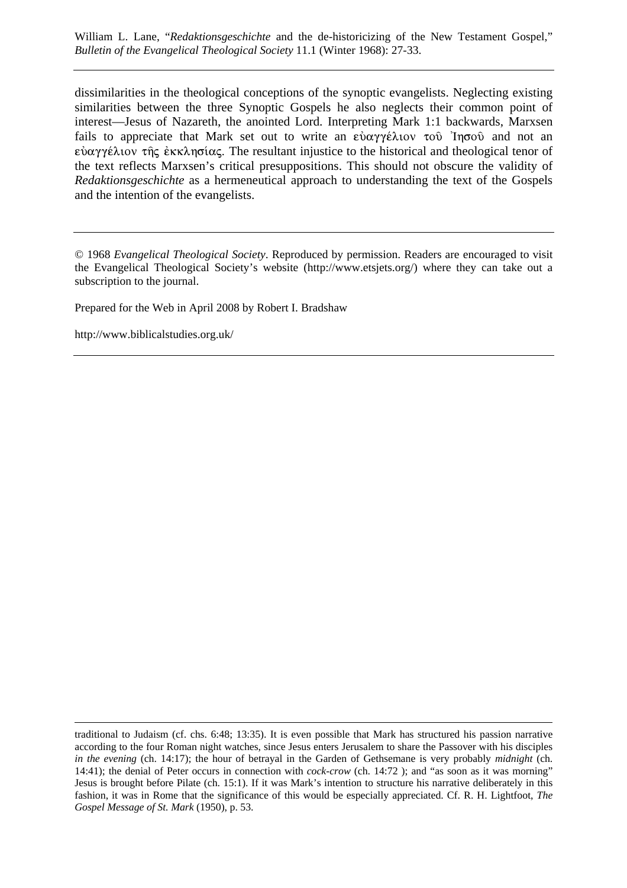dissimilarities in the theological conceptions of the synoptic evangelists. Neglecting existing similarities between the three Synoptic Gospels he also neglects their common point of interest—Jesus of Nazareth, the anointed Lord. Interpreting Mark 1:1 backwards, Marxsen fails to appreciate that Mark set out to write an εὐαγγέλιον τοῦ Ἰησοῦ and not an εὐαγγέλιον τῆς ἐκκλησίας. The resultant injustice to the historical and theological tenor of the text reflects Marxsen's critical presuppositions. This should not obscure the validity of *Redaktionsgeschichte* as a hermeneutical approach to understanding the text of the Gospels and the intention of the evangelists.

---

© 1968 *Evangelical Theological Society*. Reproduced by permission. Readers are encouraged to visit the Evangelical Theological Society's website (http://www.etsjets.org/) where they can take out a subscription to the journal.

Prepared for the Web in April 2008 by Robert I. Bradshaw

http://www.biblicalstudies.org.uk/

---

traditional to Judaism (cf. chs. 6:48; 13:35). It is even possible that Mark has structured his passion narrative according to the four Roman night watches, since Jesus enters Jerusalem to share the Passover with his disciples *in the evening* (ch. 14:17); the hour of betrayal in the Garden of Gethsemane is very probably *midnight* (ch. 14:41); the denial of Peter occurs in connection with *cock-crow* (ch. 14:72 ); and "as soon as it was morning" Jesus is brought before Pilate (ch. 15:1). If it was Mark's intention to structure his narrative deliberately in this fashion, it was in Rome that the significance of this would be especially appreciated. Cf. R. H. Lightfoot, *The Gospel Message of St. Mark* (1950), p. 53.